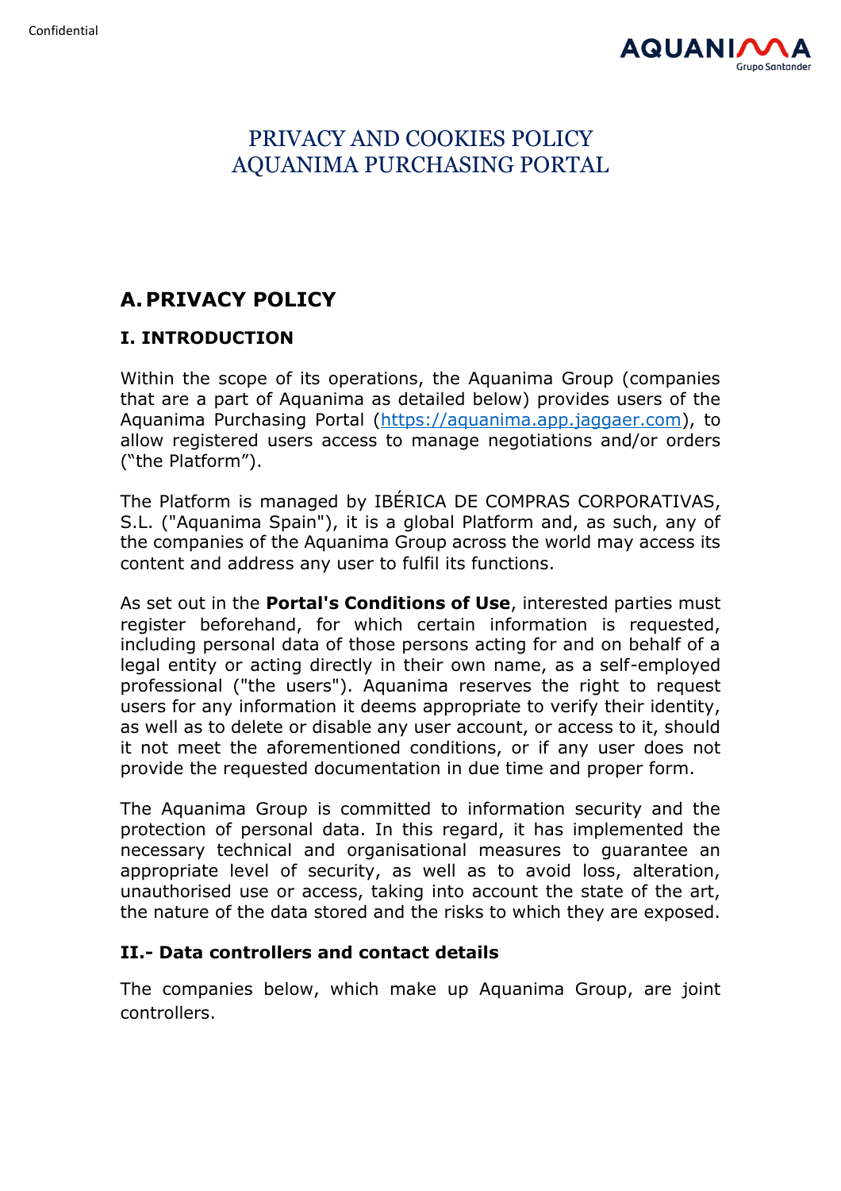# PRIVACY AND COOKIES POLICY AQUANIMA PURCHASING PORTAL

## A. PRIVACY POLICY

### I. INTRODUCTION

Within the scope of its operations, the Aquanima Group (companies that are a part of Aquanima as detailed below) provides users of the Aquanima Purchasing Portal (https://aquanima.app.jaggaer.com), to allow registered users access to manage negotiations and/or orders ("the Platform").

The Platform is managed by IBÉRICA DE COMPRAS CORPORATIVAS, S.L. ("Aquanima Spain"), it is a global Platform and, as such, any of the companies of the Aquanima Group across the world may access its content and address any user to fulfil its functions.

As set out in the **Portal's Conditions of Use**, interested parties must register beforehand, for which certain information is requested, including personal data of those persons acting for and on behalf of a legal entity or acting directly in their own name, as a self-employed professional ("the users"). Aquanima reserves the right to request users for any information it deems appropriate to verify their identity, as well as to delete or disable any user account, or access to it, should it not meet the aforementioned conditions, or if any user does not provide the requested documentation in due time and proper form.

The Aquanima Group is committed to information security and the protection of personal data. In this regard, it has implemented the necessary technical and organisational measures to guarantee an appropriate level of security, as well as to avoid loss, alteration, unauthorised use or access, taking into account the state of the art, the nature of the data stored and the risks to which they are exposed.

### II.- Data controllers and contact details

The companies below, which make up Aquanima Group, are joint controllers.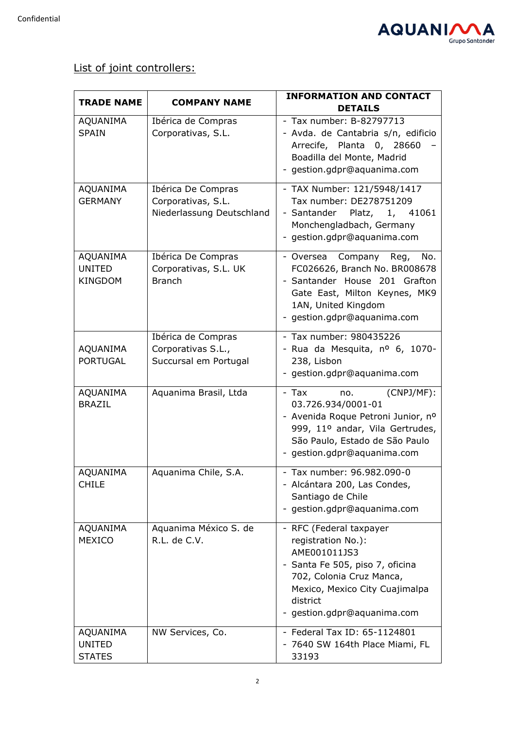List of joint controllers:

| TRADE NAME | COMPANY NAME | INFORMATION AND CONTACT DETAILS |
|---|---|---|
| AQUANIMA SPAIN | Ibérica de Compras Corporativas, S.L. | - Tax number: B-82797713<br>- Avda. de Cantabria s/n, edificio Arrecife, Planta 0, 28660 – Boadilla del Monte, Madrid<br>- gestion.gdpr@aquanima.com |
| AQUANIMA GERMANY | Ibérica De Compras Corporativas, S.L. Niederlassung Deutschland | - TAX Number: 121/5948/1417 Tax number: DE278751209<br>- Santander Platz, 1, 41061 Monchengladbach, Germany<br>- gestion.gdpr@aquanima.com |
| AQUANIMA UNITED KINGDOM | Ibérica De Compras Corporativas, S.L. UK Branch | - Oversea Company Reg, No. FC026626, Branch No. BR008678<br>- Santander House 201 Grafton Gate East, Milton Keynes, MK9 1AN, United Kingdom<br>- gestion.gdpr@aquanima.com |
| AQUANIMA PORTUGAL | Ibérica de Compras Corporativas S.L., Succursal em Portugal | - Tax number: 980435226<br>- Rua da Mesquita, nº 6, 1070-238, Lisbon<br>- gestion.gdpr@aquanima.com |
| AQUANIMA BRAZIL | Aquanima Brasil, Ltda | - Tax no. (CNPJ/MF): 03.726.934/0001-01<br>- Avenida Roque Petroni Junior, nº 999, 11º andar, Vila Gertrudes, São Paulo, Estado de São Paulo<br>- gestion.gdpr@aquanima.com |
| AQUANIMA CHILE | Aquanima Chile, S.A. | - Tax number: 96.982.090-0<br>- Alcántara 200, Las Condes, Santiago de Chile<br>- gestion.gdpr@aquanima.com |
| AQUANIMA MEXICO | Aquanima México S. de R.L. de C.V. | - RFC (Federal taxpayer registration No.): AME001011JS3<br>- Santa Fe 505, piso 7, oficina 702, Colonia Cruz Manca, Mexico, Mexico City Cuajimalpa district<br>- gestion.gdpr@aquanima.com |
| AQUANIMA UNITED STATES | NW Services, Co. | - Federal Tax ID: 65-1124801<br>- 7640 SW 164th Place Miami, FL 33193 |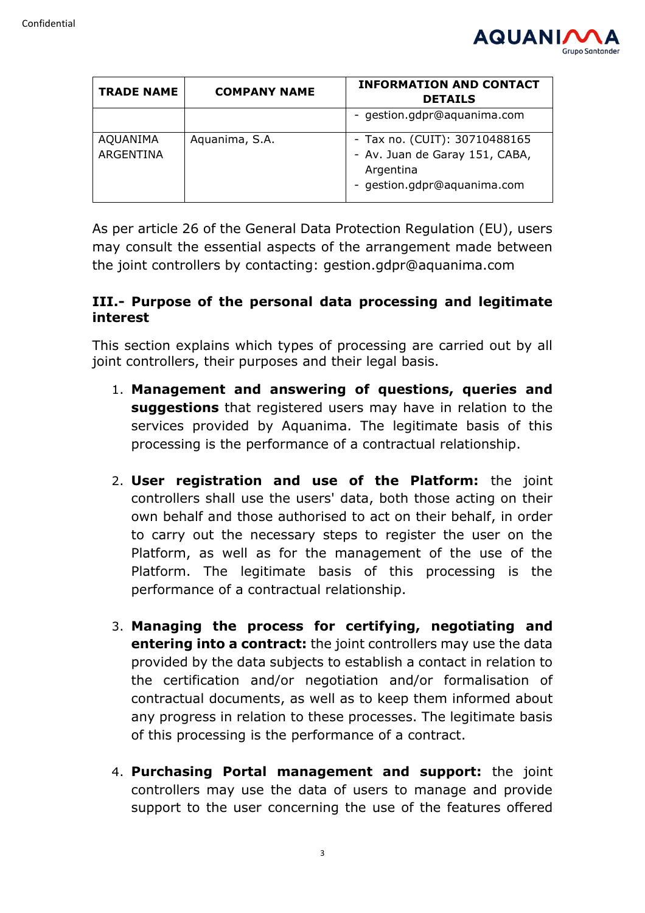| TRADE NAME | COMPANY NAME | INFORMATION AND CONTACT DETAILS |
| --- | --- | --- |
| | | - gestion.gdpr@aquanima.com |
| AQUANIMA ARGENTINA | Aquanima, S.A. | - Tax no. (CUIT): 30710488165<br>- Av. Juan de Garay 151, CABA, Argentina<br>- gestion.gdpr@aquanima.com |

As per article 26 of the General Data Protection Regulation (EU), users may consult the essential aspects of the arrangement made between the joint controllers by contacting: gestion.gdpr@aquanima.com

## III.- Purpose of the personal data processing and legitimate interest

This section explains which types of processing are carried out by all joint controllers, their purposes and their legal basis.

1. **Management and answering of questions, queries and suggestions** that registered users may have in relation to the services provided by Aquanima. The legitimate basis of this processing is the performance of a contractual relationship.

2. **User registration and use of the Platform:** the joint controllers shall use the users' data, both those acting on their own behalf and those authorised to act on their behalf, in order to carry out the necessary steps to register the user on the Platform, as well as for the management of the use of the Platform. The legitimate basis of this processing is the performance of a contractual relationship.

3. **Managing the process for certifying, negotiating and entering into a contract:** the joint controllers may use the data provided by the data subjects to establish a contact in relation to the certification and/or negotiation and/or formalisation of contractual documents, as well as to keep them informed about any progress in relation to these processes. The legitimate basis of this processing is the performance of a contract.

4. **Purchasing Portal management and support:** the joint controllers may use the data of users to manage and provide support to the user concerning the use of the features offered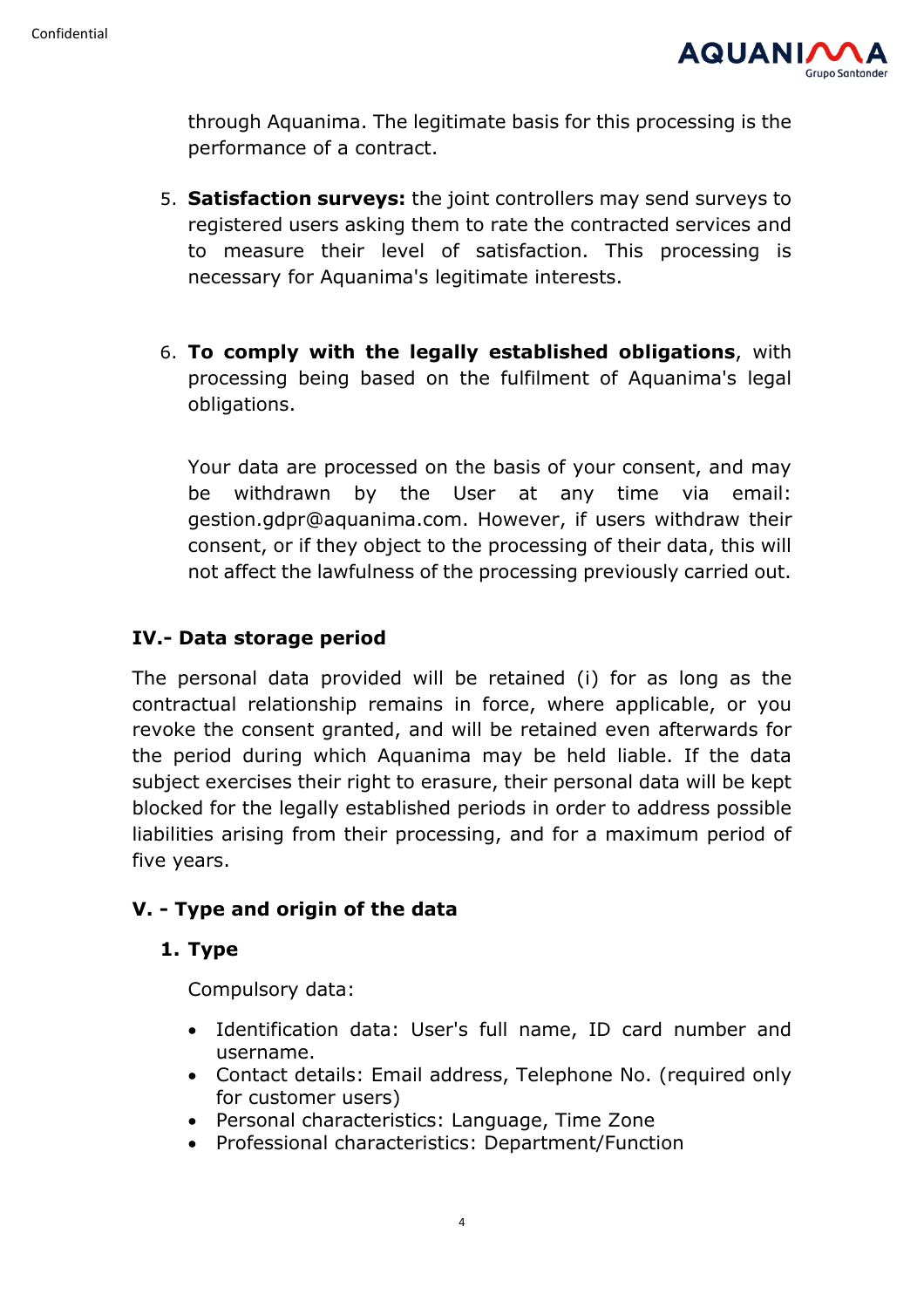through Aquanima. The legitimate basis for this processing is the performance of a contract.

5. **Satisfaction surveys:** the joint controllers may send surveys to registered users asking them to rate the contracted services and to measure their level of satisfaction. This processing is necessary for Aquanima's legitimate interests.

6. **To comply with the legally established obligations**, with processing being based on the fulfilment of Aquanima's legal obligations.

   Your data are processed on the basis of your consent, and may be withdrawn by the User at any time via email: gestion.gdpr@aquanima.com. However, if users withdraw their consent, or if they object to the processing of their data, this will not affect the lawfulness of the processing previously carried out.

## IV.- Data storage period

The personal data provided will be retained (i) for as long as the contractual relationship remains in force, where applicable, or you revoke the consent granted, and will be retained even afterwards for the period during which Aquanima may be held liable. If the data subject exercises their right to erasure, their personal data will be kept blocked for the legally established periods in order to address possible liabilities arising from their processing, and for a maximum period of five years.

## V. - Type and origin of the data

### 1. Type

Compulsory data:

- Identification data: User's full name, ID card number and username.
- Contact details: Email address, Telephone No. (required only for customer users)
- Personal characteristics: Language, Time Zone
- Professional characteristics: Department/Function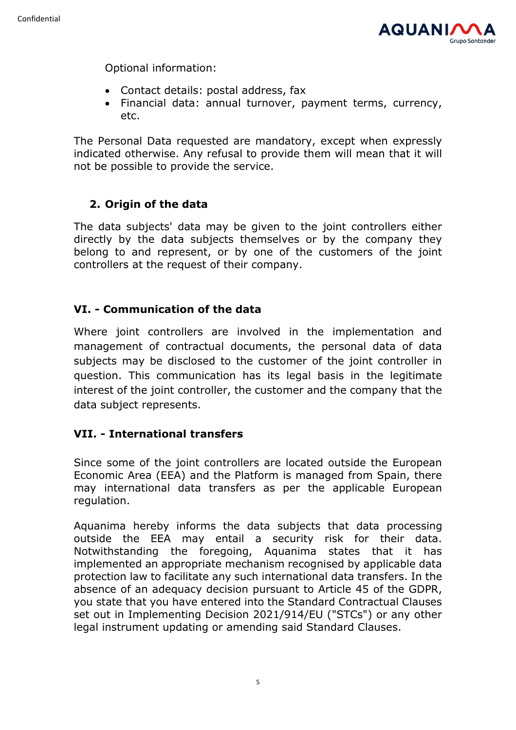Optional information:

- Contact details: postal address, fax
- Financial data: annual turnover, payment terms, currency, etc.

The Personal Data requested are mandatory, except when expressly indicated otherwise. Any refusal to provide them will mean that it will not be possible to provide the service.

## 2. Origin of the data

The data subjects' data may be given to the joint controllers either directly by the data subjects themselves or by the company they belong to and represent, or by one of the customers of the joint controllers at the request of their company.

## VI. - Communication of the data

Where joint controllers are involved in the implementation and management of contractual documents, the personal data of data subjects may be disclosed to the customer of the joint controller in question. This communication has its legal basis in the legitimate interest of the joint controller, the customer and the company that the data subject represents.

## VII. - International transfers

Since some of the joint controllers are located outside the European Economic Area (EEA) and the Platform is managed from Spain, there may international data transfers as per the applicable European regulation.

Aquanima hereby informs the data subjects that data processing outside the EEA may entail a security risk for their data. Notwithstanding the foregoing, Aquanima states that it has implemented an appropriate mechanism recognised by applicable data protection law to facilitate any such international data transfers. In the absence of an adequacy decision pursuant to Article 45 of the GDPR, you state that you have entered into the Standard Contractual Clauses set out in Implementing Decision 2021/914/EU ("STCs") or any other legal instrument updating or amending said Standard Clauses.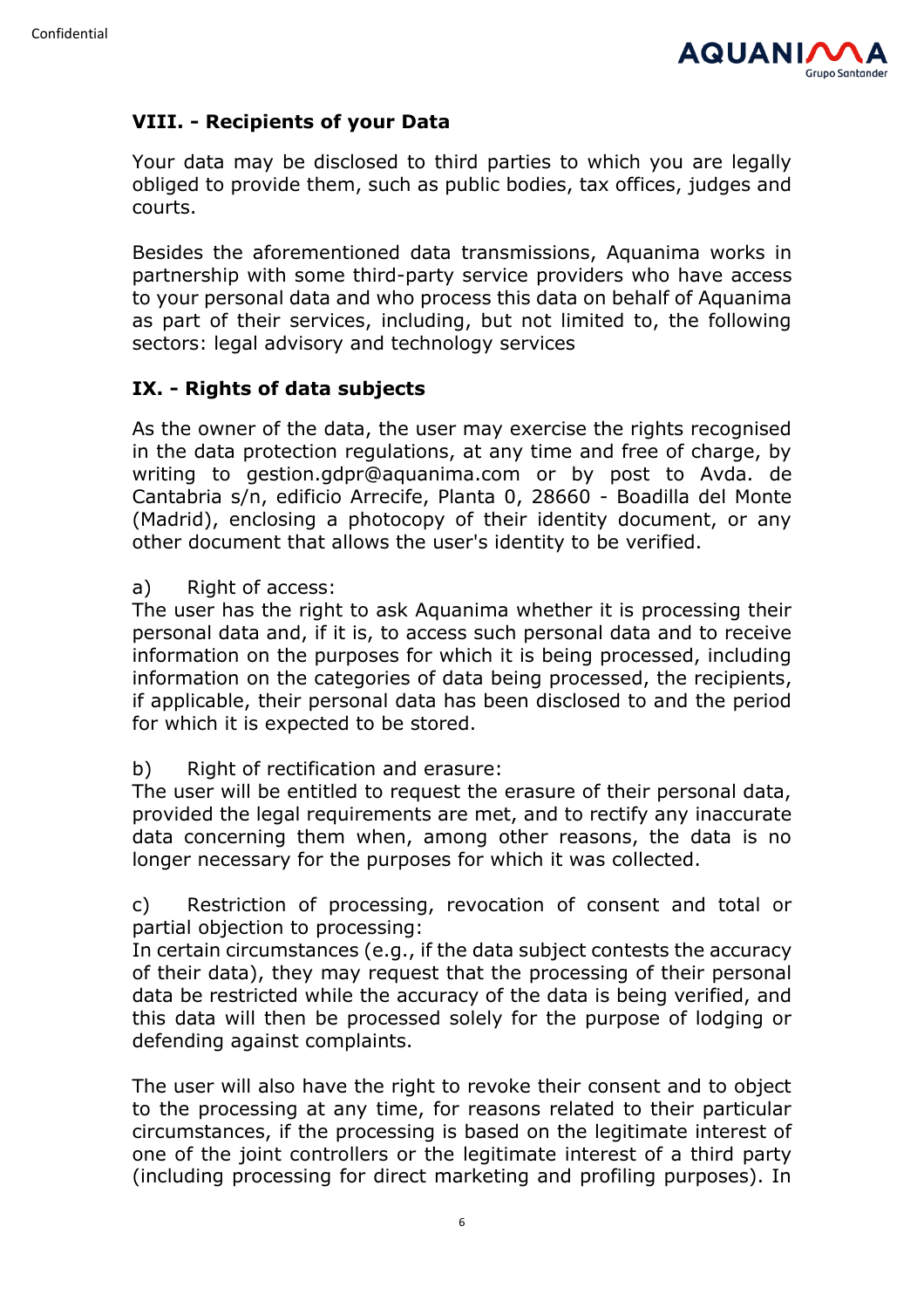## VIII. - Recipients of your Data

Your data may be disclosed to third parties to which you are legally obliged to provide them, such as public bodies, tax offices, judges and courts.

Besides the aforementioned data transmissions, Aquanima works in partnership with some third-party service providers who have access to your personal data and who process this data on behalf of Aquanima as part of their services, including, but not limited to, the following sectors: legal advisory and technology services

## IX. - Rights of data subjects

As the owner of the data, the user may exercise the rights recognised in the data protection regulations, at any time and free of charge, by writing to gestion.gdpr@aquanima.com or by post to Avda. de Cantabria s/n, edificio Arrecife, Planta 0, 28660 - Boadilla del Monte (Madrid), enclosing a photocopy of their identity document, or any other document that allows the user's identity to be verified.

a) Right of access:
The user has the right to ask Aquanima whether it is processing their personal data and, if it is, to access such personal data and to receive information on the purposes for which it is being processed, including information on the categories of data being processed, the recipients, if applicable, their personal data has been disclosed to and the period for which it is expected to be stored.

b) Right of rectification and erasure:
The user will be entitled to request the erasure of their personal data, provided the legal requirements are met, and to rectify any inaccurate data concerning them when, among other reasons, the data is no longer necessary for the purposes for which it was collected.

c) Restriction of processing, revocation of consent and total or partial objection to processing:
In certain circumstances (e.g., if the data subject contests the accuracy of their data), they may request that the processing of their personal data be restricted while the accuracy of the data is being verified, and this data will then be processed solely for the purpose of lodging or defending against complaints.

The user will also have the right to revoke their consent and to object to the processing at any time, for reasons related to their particular circumstances, if the processing is based on the legitimate interest of one of the joint controllers or the legitimate interest of a third party (including processing for direct marketing and profiling purposes). In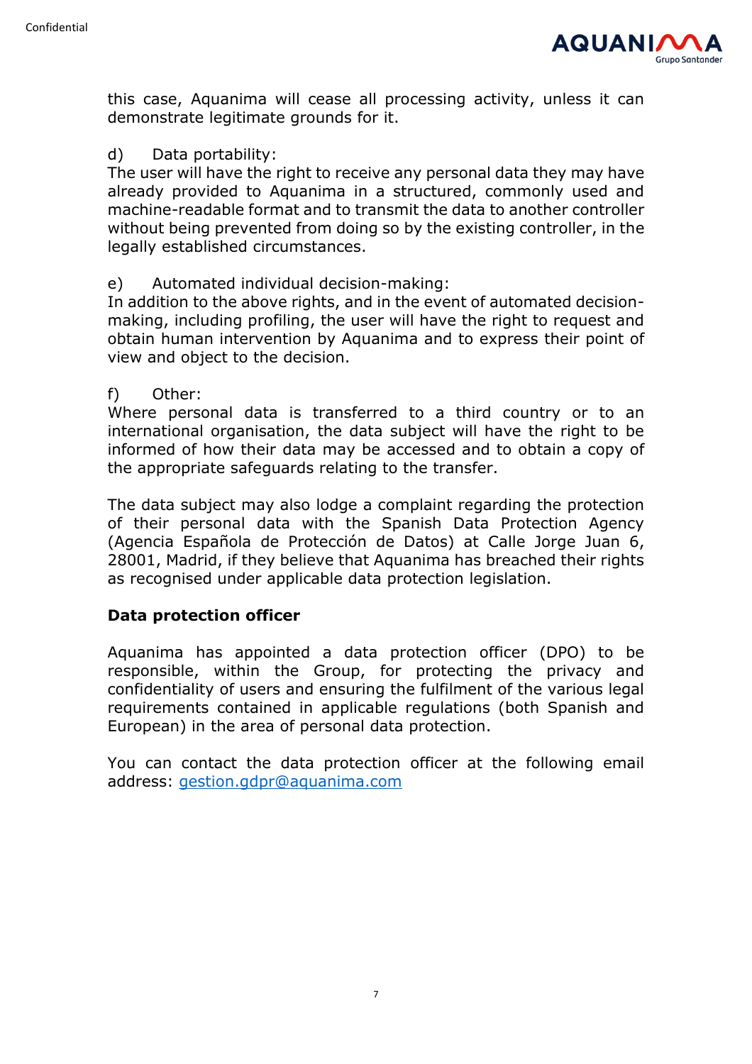this case, Aquanima will cease all processing activity, unless it can demonstrate legitimate grounds for it.

d) Data portability:
The user will have the right to receive any personal data they may have already provided to Aquanima in a structured, commonly used and machine-readable format and to transmit the data to another controller without being prevented from doing so by the existing controller, in the legally established circumstances.

e) Automated individual decision-making:
In addition to the above rights, and in the event of automated decision-making, including profiling, the user will have the right to request and obtain human intervention by Aquanima and to express their point of view and object to the decision.

f) Other:
Where personal data is transferred to a third country or to an international organisation, the data subject will have the right to be informed of how their data may be accessed and to obtain a copy of the appropriate safeguards relating to the transfer.

The data subject may also lodge a complaint regarding the protection of their personal data with the Spanish Data Protection Agency (Agencia Española de Protección de Datos) at Calle Jorge Juan 6, 28001, Madrid, if they believe that Aquanima has breached their rights as recognised under applicable data protection legislation.

**Data protection officer**

Aquanima has appointed a data protection officer (DPO) to be responsible, within the Group, for protecting the privacy and confidentiality of users and ensuring the fulfilment of the various legal requirements contained in applicable regulations (both Spanish and European) in the area of personal data protection.

You can contact the data protection officer at the following email address: gestion.gdpr@aquanima.com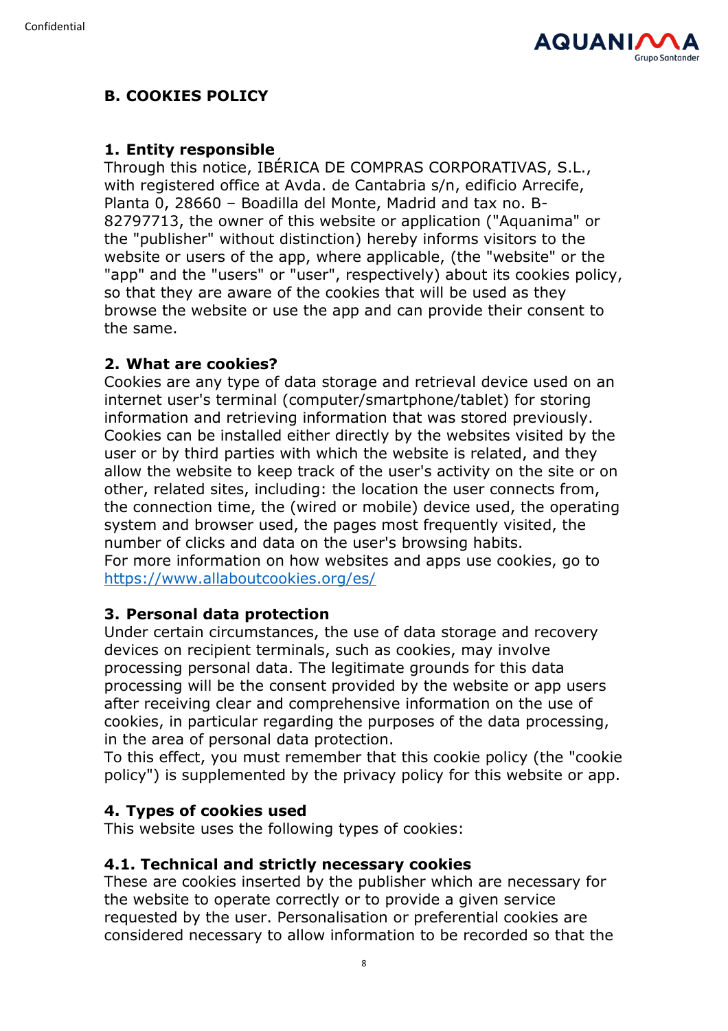## B. COOKIES POLICY

### 1. Entity responsible

Through this notice, IBÉRICA DE COMPRAS CORPORATIVAS, S.L., with registered office at Avda. de Cantabria s/n, edificio Arrecife, Planta 0, 28660 – Boadilla del Monte, Madrid and tax no. B-82797713, the owner of this website or application ("Aquanima" or the "publisher" without distinction) hereby informs visitors to the website or users of the app, where applicable, (the "website" or the "app" and the "users" or "user", respectively) about its cookies policy, so that they are aware of the cookies that will be used as they browse the website or use the app and can provide their consent to the same.

### 2. What are cookies?

Cookies are any type of data storage and retrieval device used on an internet user's terminal (computer/smartphone/tablet) for storing information and retrieving information that was stored previously. Cookies can be installed either directly by the websites visited by the user or by third parties with which the website is related, and they allow the website to keep track of the user's activity on the site or on other, related sites, including: the location the user connects from, the connection time, the (wired or mobile) device used, the operating system and browser used, the pages most frequently visited, the number of clicks and data on the user's browsing habits.
For more information on how websites and apps use cookies, go to https://www.allaboutcookies.org/es/

### 3. Personal data protection

Under certain circumstances, the use of data storage and recovery devices on recipient terminals, such as cookies, may involve processing personal data. The legitimate grounds for this data processing will be the consent provided by the website or app users after receiving clear and comprehensive information on the use of cookies, in particular regarding the purposes of the data processing, in the area of personal data protection.
To this effect, you must remember that this cookie policy (the "cookie policy") is supplemented by the privacy policy for this website or app.

### 4. Types of cookies used

This website uses the following types of cookies:

#### 4.1. Technical and strictly necessary cookies

These are cookies inserted by the publisher which are necessary for the website to operate correctly or to provide a given service requested by the user. Personalisation or preferential cookies are considered necessary to allow information to be recorded so that the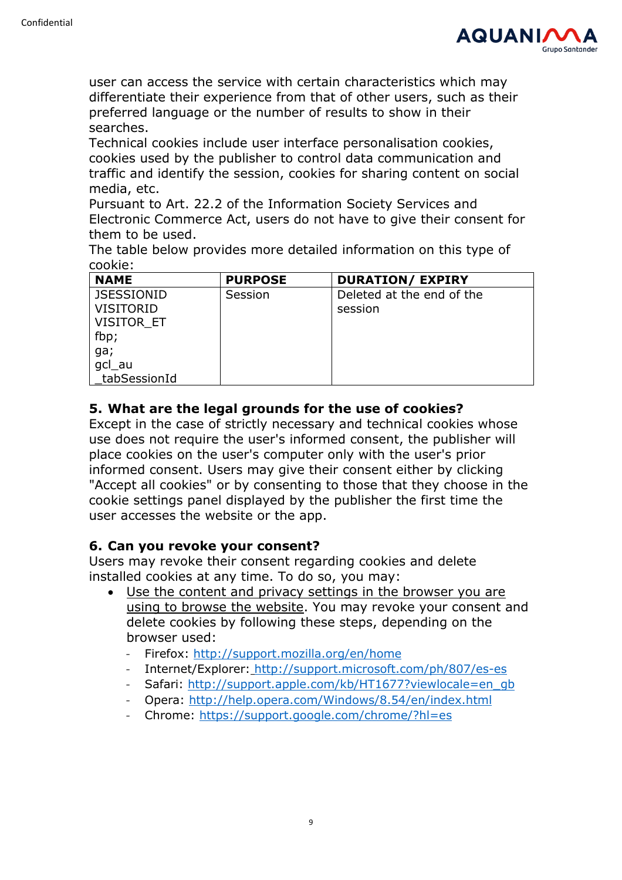user can access the service with certain characteristics which may differentiate their experience from that of other users, such as their preferred language or the number of results to show in their searches.
Technical cookies include user interface personalisation cookies, cookies used by the publisher to control data communication and traffic and identify the session, cookies for sharing content on social media, etc.
Pursuant to Art. 22.2 of the Information Society Services and Electronic Commerce Act, users do not have to give their consent for them to be used.
The table below provides more detailed information on this type of cookie:

| NAME | PURPOSE | DURATION/ EXPIRY |
|---|---|---|
| JSESSIONID<br>VISITORID<br>VISITOR_ET<br>fbp;<br>ga;<br>gcl_au<br>_tabSessionId | Session | Deleted at the end of the session |

## 5. What are the legal grounds for the use of cookies?

Except in the case of strictly necessary and technical cookies whose use does not require the user's informed consent, the publisher will place cookies on the user's computer only with the user's prior informed consent. Users may give their consent either by clicking "Accept all cookies" or by consenting to those that they choose in the cookie settings panel displayed by the publisher the first time the user accesses the website or the app.

## 6. Can you revoke your consent?

Users may revoke their consent regarding cookies and delete installed cookies at any time. To do so, you may:

- Use the content and privacy settings in the browser you are using to browse the website. You may revoke your consent and delete cookies by following these steps, depending on the browser used:
  - Firefox: http://support.mozilla.org/en/home
  - Internet/Explorer: http://support.microsoft.com/ph/807/es-es
  - Safari: http://support.apple.com/kb/HT1677?viewlocale=en_gb
  - Opera: http://help.opera.com/Windows/8.54/en/index.html
  - Chrome: https://support.google.com/chrome/?hl=es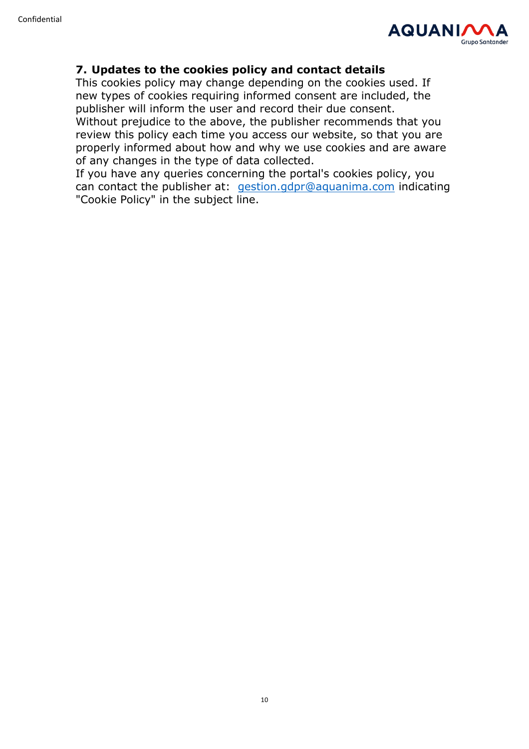## 7. Updates to the cookies policy and contact details

This cookies policy may change depending on the cookies used. If new types of cookies requiring informed consent are included, the publisher will inform the user and record their due consent.

Without prejudice to the above, the publisher recommends that you review this policy each time you access our website, so that you are properly informed about how and why we use cookies and are aware of any changes in the type of data collected.

If you have any queries concerning the portal's cookies policy, you can contact the publisher at: gestion.gdpr@aquanima.com indicating "Cookie Policy" in the subject line.